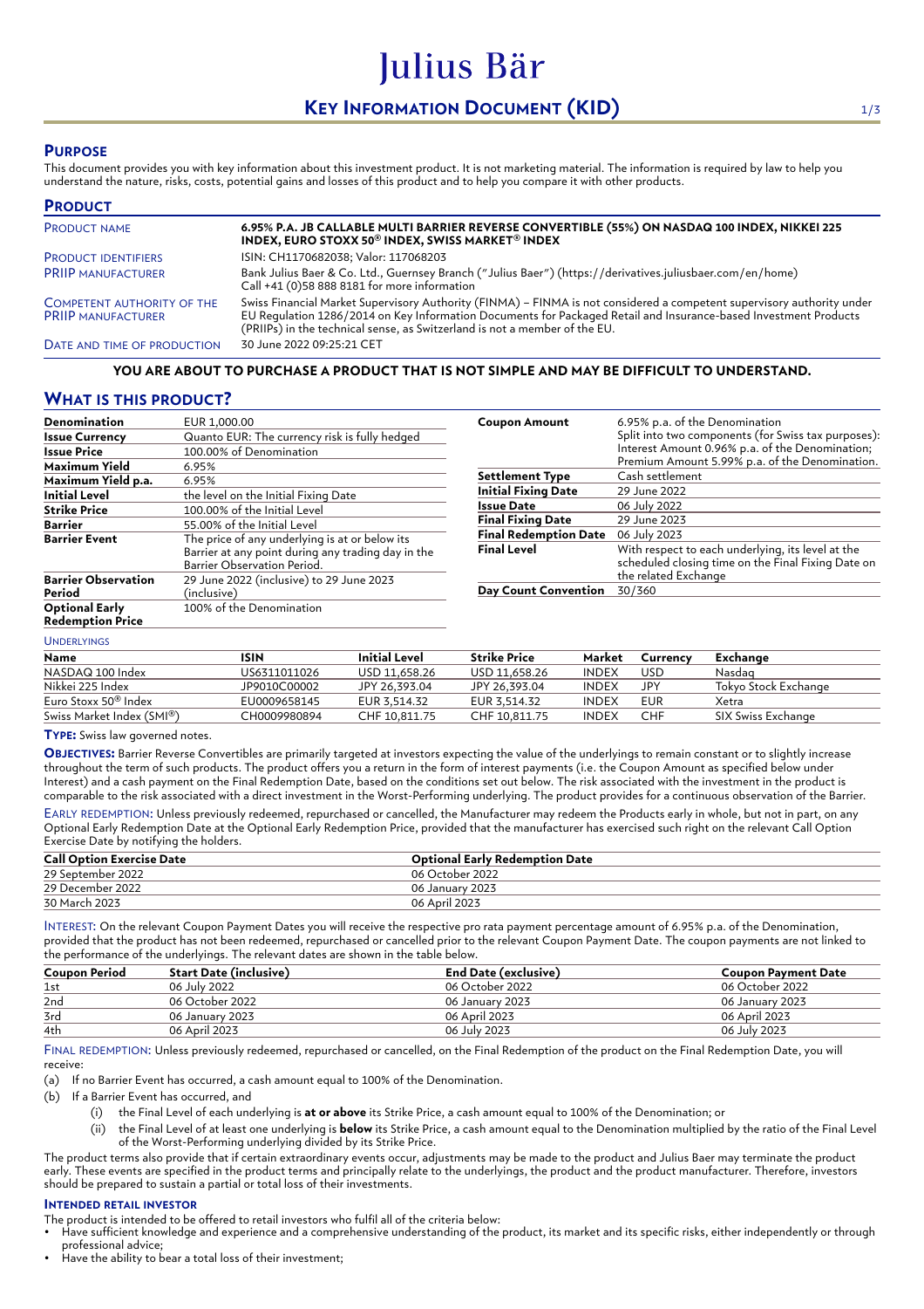# Julius Bär

## Key Information Document (KID)

## Purpose

This document provides you with key information about this investment product. It is not marketing material. The information is required by law to help you understand the nature, risks, costs, potential gains and losses of this product and to help you compare it with other products.

## Product

| | |
|---|---|
| Product name | **6.95% P.A. JB CALLABLE MULTI BARRIER REVERSE CONVERTIBLE (55%) ON NASDAQ 100 INDEX, NIKKEI 225 INDEX, EURO STOXX 50® INDEX, SWISS MARKET® INDEX** |
| Product identifiers | ISIN: CH1170682038; Valor: 117068203 |
| PRIIP manufacturer | Bank Julius Baer & Co. Ltd., Guernsey Branch ("Julius Baer") (https://derivatives.juliusbaer.com/en/home) Call +41 (0)58 888 8181 for more information |
| Competent authority of the PRIIP manufacturer | Swiss Financial Market Supervisory Authority (FINMA) – FINMA is not considered a competent supervisory authority under EU Regulation 1286/2014 on Key Information Documents for Packaged Retail and Insurance-based Investment Products (PRIIPs) in the technical sense, as Switzerland is not a member of the EU. |
| Date and time of production | 30 June 2022 09:25:21 CET |

**YOU ARE ABOUT TO PURCHASE A PRODUCT THAT IS NOT SIMPLE AND MAY BE DIFFICULT TO UNDERSTAND.**

## What is this product?

| | |
|---|---|
| **Denomination** | EUR 1,000.00 |
| **Issue Currency** | Quanto EUR: The currency risk is fully hedged |
| **Issue Price** | 100.00% of Denomination |
| **Maximum Yield** | 6.95% |
| **Maximum Yield p.a.** | 6.95% |
| **Initial Level** | the level on the Initial Fixing Date |
| **Strike Price** | 100.00% of the Initial Level |
| **Barrier** | 55.00% of the Initial Level |
| **Barrier Event** | The price of any underlying is at or below its Barrier at any point during any trading day in the Barrier Observation Period. |
| **Barrier Observation Period** | 29 June 2022 (inclusive) to 29 June 2023 (inclusive) |
| **Optional Early Redemption Price** | 100% of the Denomination |
| **Coupon Amount** | 6.95% p.a. of the Denomination Split into two components (for Swiss tax purposes): Interest Amount 0.96% p.a. of the Denomination; Premium Amount 5.99% p.a. of the Denomination. |
| **Settlement Type** | Cash settlement |
| **Initial Fixing Date** | 29 June 2022 |
| **Issue Date** | 06 July 2022 |
| **Final Fixing Date** | 29 June 2023 |
| **Final Redemption Date** | 06 July 2023 |
| **Final Level** | With respect to each underlying, its level at the scheduled closing time on the Final Fixing Date on the related Exchange |
| **Day Count Convention** | 30/360 |

Underlyings

| Name | ISIN | Initial Level | Strike Price | Market | Currency | Exchange |
|---|---|---|---|---|---|---|
| NASDAQ 100 Index | US6311011026 | USD 11,658.26 | USD 11,658.26 | INDEX | USD | Nasdaq |
| Nikkei 225 Index | JP9010C00002 | JPY 26,393.04 | JPY 26,393.04 | INDEX | JPY | Tokyo Stock Exchange |
| Euro Stoxx 50® Index | EU0009658145 | EUR 3,514.32 | EUR 3,514.32 | INDEX | EUR | Xetra |
| Swiss Market Index (SMI®) | CH0009980894 | CHF 10,811.75 | CHF 10,811.75 | INDEX | CHF | SIX Swiss Exchange |

**Type:** Swiss law governed notes.

**Objectives:** Barrier Reverse Convertibles are primarily targeted at investors expecting the value of the underlyings to remain constant or to slightly increase throughout the term of such products. The product offers you a return in the form of interest payments (i.e. the Coupon Amount as specified below under Interest) and a cash payment on the Final Redemption Date, based on the conditions set out below. The risk associated with the investment in the product is comparable to the risk associated with a direct investment in the Worst-Performing underlying. The product provides for a continuous observation of the Barrier.

Early redemption: Unless previously redeemed, repurchased or cancelled, the Manufacturer may redeem the Products early in whole, but not in part, on any Optional Early Redemption Date at the Optional Early Redemption Price, provided that the manufacturer has exercised such right on the relevant Call Option Exercise Date by notifying the holders.

| Call Option Exercise Date | Optional Early Redemption Date |
|---|---|
| 29 September 2022 | 06 October 2022 |
| 29 December 2022 | 06 January 2023 |
| 30 March 2023 | 06 April 2023 |

Interest: On the relevant Coupon Payment Dates you will receive the respective pro rata payment percentage amount of 6.95% p.a. of the Denomination, provided that the product has not been redeemed, repurchased or cancelled prior to the relevant Coupon Payment Date. The coupon payments are not linked to the performance of the underlyings. The relevant dates are shown in the table below.

| Coupon Period | Start Date (inclusive) | End Date (exclusive) | Coupon Payment Date |
|---|---|---|---|
| 1st | 06 July 2022 | 06 October 2022 | 06 October 2022 |
| 2nd | 06 October 2022 | 06 January 2023 | 06 January 2023 |
| 3rd | 06 January 2023 | 06 April 2023 | 06 April 2023 |
| 4th | 06 April 2023 | 06 July 2023 | 06 July 2023 |

Final redemption: Unless previously redeemed, repurchased or cancelled, on the Final Redemption of the product on the Final Redemption Date, you will receive:

(a) If no Barrier Event has occurred, a cash amount equal to 100% of the Denomination.

(b) If a Barrier Event has occurred, and

(i) the Final Level of each underlying is **at or above** its Strike Price, a cash amount equal to 100% of the Denomination; or

(ii) the Final Level of at least one underlying is **below** its Strike Price, a cash amount equal to the Denomination multiplied by the ratio of the Final Level of the Worst-Performing underlying divided by its Strike Price.

The product terms also provide that if certain extraordinary events occur, adjustments may be made to the product and Julius Baer may terminate the product early. These events are specified in the product terms and principally relate to the underlyings, the product and the product manufacturer. Therefore, investors should be prepared to sustain a partial or total loss of their investments.

### Intended retail investor

The product is intended to be offered to retail investors who fulfil all of the criteria below:

- Have sufficient knowledge and experience and a comprehensive understanding of the product, its market and its specific risks, either independently or through professional advice;
- Have the ability to bear a total loss of their investment;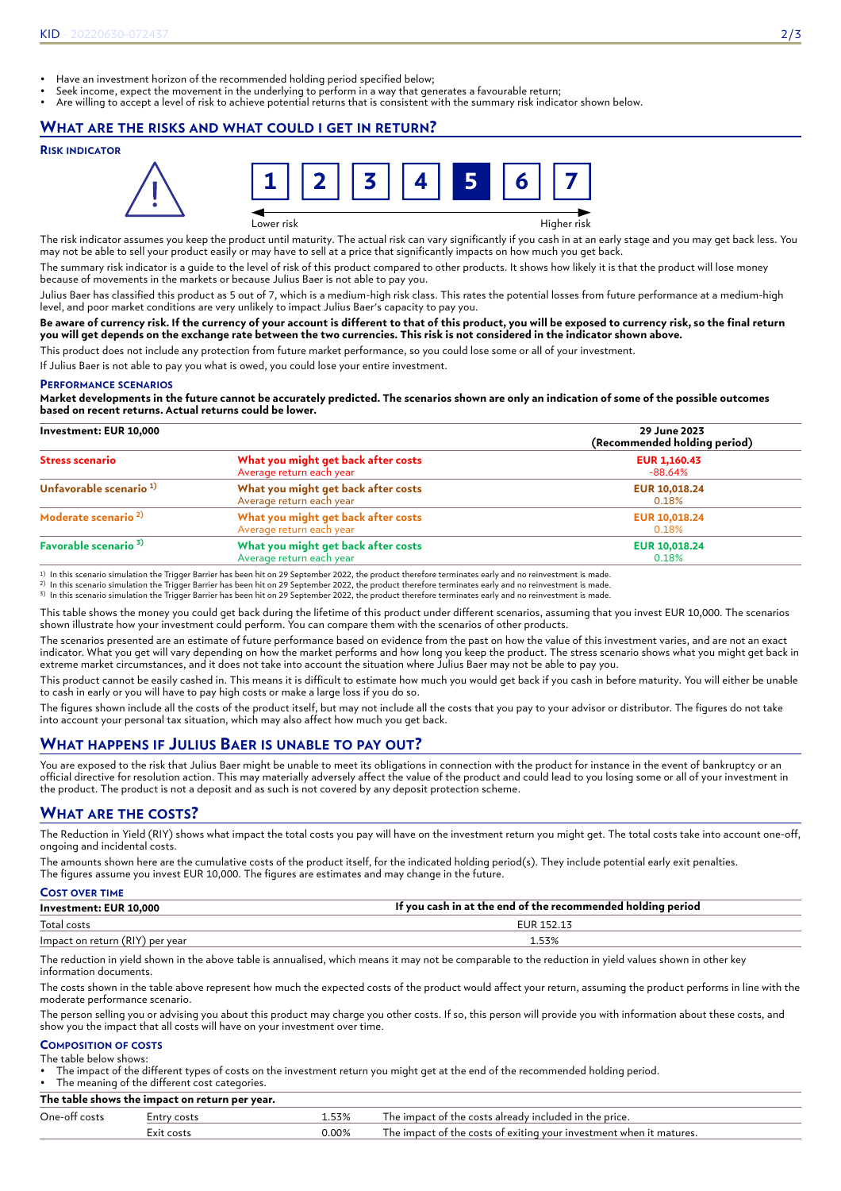- Have an investment horizon of the recommended holding period specified below;
- Seek income, expect the movement in the underlying to perform in a way that generates a favourable return;
- Are willing to accept a level of risk to achieve potential returns that is consistent with the summary risk indicator shown below.

## What are the risks and what could I get in return?

### Risk indicator

1 | 2 | 3 | 4 | **5** | 6 | 7

Lower risk → Higher risk

The risk indicator assumes you keep the product until maturity. The actual risk can vary significantly if you cash in at an early stage and you may get back less. You may not be able to sell your product easily or may have to sell at a price that significantly impacts on how much you get back.

The summary risk indicator is a guide to the level of risk of this product compared to other products. It shows how likely it is that the product will lose money because of movements in the markets or because Julius Baer is not able to pay you.

Julius Baer has classified this product as 5 out of 7, which is a medium-high risk class. This rates the potential losses from future performance at a medium-high level, and poor market conditions are very unlikely to impact Julius Baer's capacity to pay you.

**Be aware of currency risk. If the currency of your account is different to that of this product, you will be exposed to currency risk, so the final return you will get depends on the exchange rate between the two currencies. This risk is not considered in the indicator shown above.**

This product does not include any protection from future market performance, so you could lose some or all of your investment.

If Julius Baer is not able to pay you what is owed, you could lose your entire investment.

### Performance scenarios

**Market developments in the future cannot be accurately predicted. The scenarios shown are only an indication of some of the possible outcomes based on recent returns. Actual returns could be lower.**

| Investment: EUR 10,000 | | 29 June 2023 (Recommended holding period) |
|---|---|---|
| Stress scenario | What you might get back after costs<br>Average return each year | EUR 1,160.43<br>-88.64% |
| Unfavorable scenario [1] | What you might get back after costs<br>Average return each year | EUR 10,018.24<br>0.18% |
| Moderate scenario [2] | What you might get back after costs<br>Average return each year | EUR 10,018.24<br>0.18% |
| Favorable scenario [3] | What you might get back after costs<br>Average return each year | EUR 10,018.24<br>0.18% |

[1] In this scenario simulation the Trigger Barrier has been hit on 29 September 2022, the product therefore terminates early and no reinvestment is made.
[2] In this scenario simulation the Trigger Barrier has been hit on 29 September 2022, the product therefore terminates early and no reinvestment is made.
[3] In this scenario simulation the Trigger Barrier has been hit on 29 September 2022, the product therefore terminates early and no reinvestment is made.

This table shows the money you could get back during the lifetime of this product under different scenarios, assuming that you invest EUR 10,000. The scenarios shown illustrate how your investment could perform. You can compare them with the scenarios of other products.

The scenarios presented are an estimate of future performance based on evidence from the past on how the value of this investment varies, and are not an exact indicator. What you get will vary depending on how the market performs and how long you keep the product. The stress scenario shows what you might get back in extreme market circumstances, and it does not take into account the situation where Julius Baer may not be able to pay you.

This product cannot be easily cashed in. This means it is difficult to estimate how much you would get back if you cash in before maturity. You will either be unable to cash in early or you will have to pay high costs or make a large loss if you do so.

The figures shown include all the costs of the product itself, but may not include all the costs that you pay to your advisor or distributor. The figures do not take into account your personal tax situation, which may also affect how much you get back.

## What happens if Julius Baer is unable to pay out?

You are exposed to the risk that Julius Baer might be unable to meet its obligations in connection with the product for instance in the event of bankruptcy or an official directive for resolution action. This may materially adversely affect the value of the product and could lead to you losing some or all of your investment in the product. The product is not a deposit and as such is not covered by any deposit protection scheme.

## What are the costs?

The Reduction in Yield (RIY) shows what impact the total costs you pay will have on the investment return you might get. The total costs take into account one-off, ongoing and incidental costs.

The amounts shown here are the cumulative costs of the product itself, for the indicated holding period(s). They include potential early exit penalties. The figures assume you invest EUR 10,000. The figures are estimates and may change in the future.

### Cost over time

| Investment: EUR 10,000 | If you cash in at the end of the recommended holding period |
|---|---|
| Total costs | EUR 152.13 |
| Impact on return (RIY) per year | 1.53% |

The reduction in yield shown in the above table is annualised, which means it may not be comparable to the reduction in yield values shown in other key information documents.

The costs shown in the table above represent how much the expected costs of the product would affect your return, assuming the product performs in line with the moderate performance scenario.

The person selling you or advising you about this product may charge you other costs. If so, this person will provide you with information about these costs, and show you the impact that all costs will have on your investment over time.

### Composition of costs

The table below shows:

- The impact of the different types of costs on the investment return you might get at the end of the recommended holding period.
- The meaning of the different cost categories.

| The table shows the impact on return per year. | | | |
|---|---|---|---|
| One-off costs | Entry costs | 1.53% | The impact of the costs already included in the price. |
| | Exit costs | 0.00% | The impact of the costs of exiting your investment when it matures. |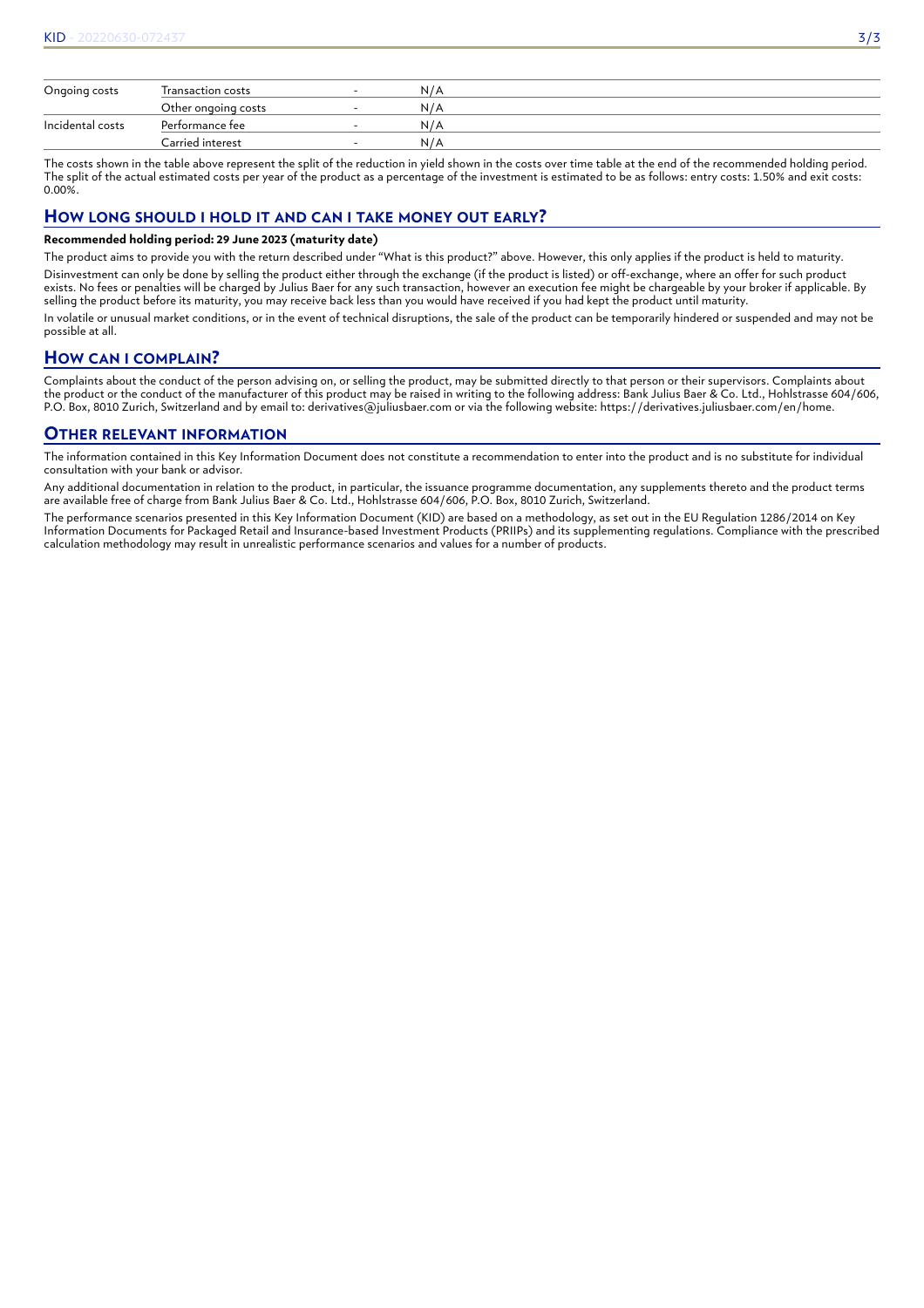| | | | |
|---|---|---|---|
| Ongoing costs | Transaction costs | - | N/A |
| | Other ongoing costs | - | N/A |
| Incidental costs | Performance fee | - | N/A |
| | Carried interest | - | N/A |

The costs shown in the table above represent the split of the reduction in yield shown in the costs over time table at the end of the recommended holding period. The split of the actual estimated costs per year of the product as a percentage of the investment is estimated to be as follows: entry costs: 1.50% and exit costs: 0.00%.

## How long should I hold it and can I take money out early?

**Recommended holding period: 29 June 2023 (maturity date)**

The product aims to provide you with the return described under "What is this product?" above. However, this only applies if the product is held to maturity.

Disinvestment can only be done by selling the product either through the exchange (if the product is listed) or off-exchange, where an offer for such product exists. No fees or penalties will be charged by Julius Baer for any such transaction, however an execution fee might be chargeable by your broker if applicable. By selling the product before its maturity, you may receive back less than you would have received if you had kept the product until maturity.

In volatile or unusual market conditions, or in the event of technical disruptions, the sale of the product can be temporarily hindered or suspended and may not be possible at all.

## How can I complain?

Complaints about the conduct of the person advising on, or selling the product, may be submitted directly to that person or their supervisors. Complaints about the product or the conduct of the manufacturer of this product may be raised in writing to the following address: Bank Julius Baer & Co. Ltd., Hohlstrasse 604/606, P.O. Box, 8010 Zurich, Switzerland and by email to: derivatives@juliusbaer.com or via the following website: https://derivatives.juliusbaer.com/en/home.

## Other relevant information

The information contained in this Key Information Document does not constitute a recommendation to enter into the product and is no substitute for individual consultation with your bank or advisor.

Any additional documentation in relation to the product, in particular, the issuance programme documentation, any supplements thereto and the product terms are available free of charge from Bank Julius Baer & Co. Ltd., Hohlstrasse 604/606, P.O. Box, 8010 Zurich, Switzerland.

The performance scenarios presented in this Key Information Document (KID) are based on a methodology, as set out in the EU Regulation 1286/2014 on Key Information Documents for Packaged Retail and Insurance-based Investment Products (PRIIPs) and its supplementing regulations. Compliance with the prescribed calculation methodology may result in unrealistic performance scenarios and values for a number of products.